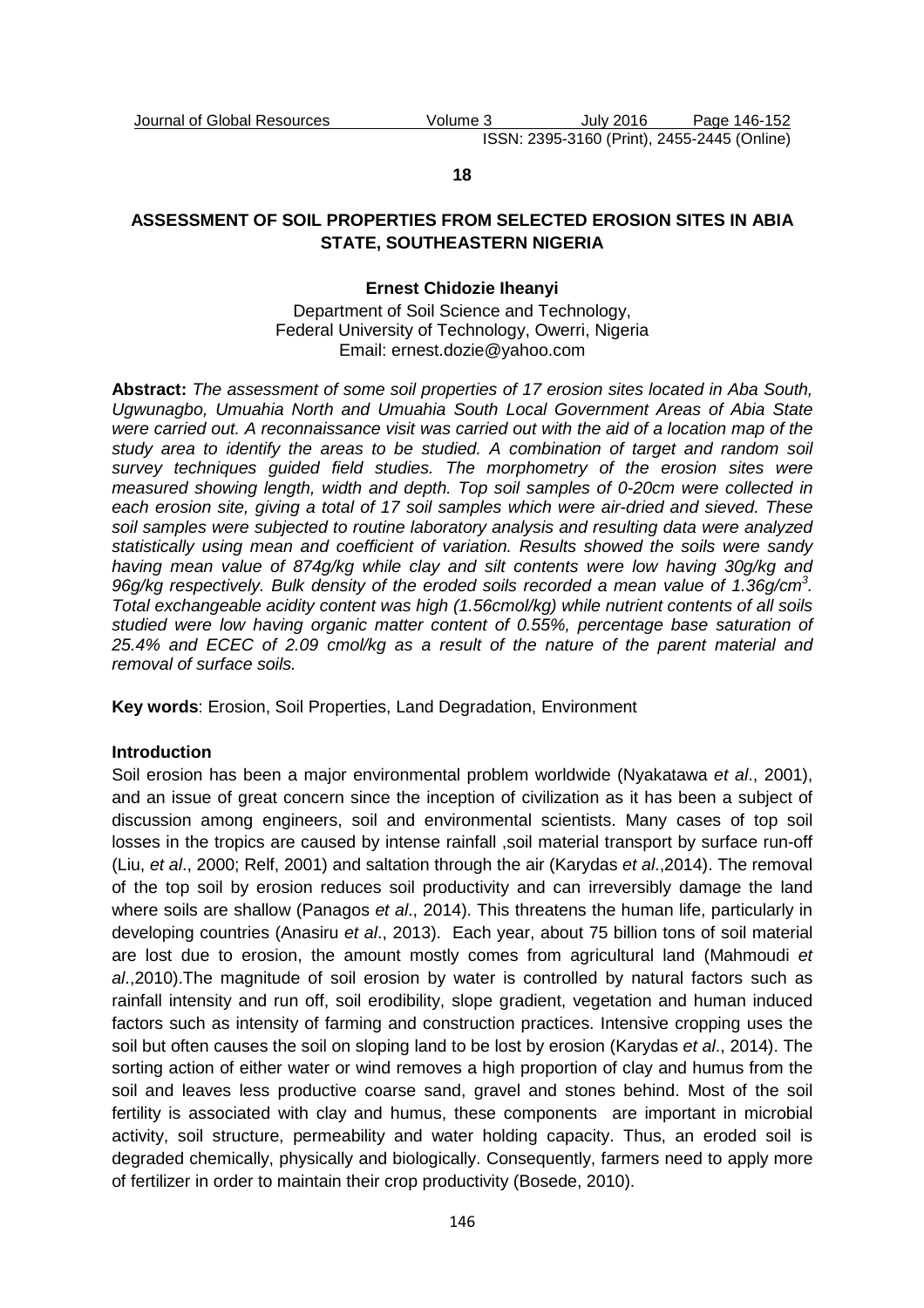**18**

# ASSESSMENT OF SOIL PROPERTIES FROM SELECTED EROSION SITES IN ABIA STATE, SOUTHEASTERN NIGERIA

**Ernest Chidozie Iheanyi**

Department of Soil Science and Technology,
Federal University of Technology, Owerri, Nigeria
Email: ernest.dozie@yahoo.com

**Abstract:** *The assessment of some soil properties of 17 erosion sites located in Aba South, Ugwunagbo, Umuahia North and Umuahia South Local Government Areas of Abia State were carried out. A reconnaissance visit was carried out with the aid of a location map of the study area to identify the areas to be studied. A combination of target and random soil survey techniques guided field studies. The morphometry of the erosion sites were measured showing length, width and depth. Top soil samples of 0-20cm were collected in each erosion site, giving a total of 17 soil samples which were air-dried and sieved. These soil samples were subjected to routine laboratory analysis and resulting data were analyzed statistically using mean and coefficient of variation. Results showed the soils were sandy having mean value of 874g/kg while clay and silt contents were low having 30g/kg and 96g/kg respectively. Bulk density of the eroded soils recorded a mean value of 1.36g/cm$^3$. Total exchangeable acidity content was high (1.56cmol/kg) while nutrient contents of all soils studied were low having organic matter content of 0.55%, percentage base saturation of 25.4% and ECEC of 2.09 cmol/kg as a result of the nature of the parent material and removal of surface soils.*

**Key words**: Erosion, Soil Properties, Land Degradation, Environment

## Introduction

Soil erosion has been a major environmental problem worldwide (Nyakatawa *et al*., 2001), and an issue of great concern since the inception of civilization as it has been a subject of discussion among engineers, soil and environmental scientists. Many cases of top soil losses in the tropics are caused by intense rainfall ,soil material transport by surface run-off (Liu, *et al*., 2000; Relf, 2001) and saltation through the air (Karydas *et al*.,2014). The removal of the top soil by erosion reduces soil productivity and can irreversibly damage the land where soils are shallow (Panagos *et al*., 2014). This threatens the human life, particularly in developing countries (Anasiru *et al*., 2013). Each year, about 75 billion tons of soil material are lost due to erosion, the amount mostly comes from agricultural land (Mahmoudi *et al*.,2010).The magnitude of soil erosion by water is controlled by natural factors such as rainfall intensity and run off, soil erodibility, slope gradient, vegetation and human induced factors such as intensity of farming and construction practices. Intensive cropping uses the soil but often causes the soil on sloping land to be lost by erosion (Karydas *et al*., 2014). The sorting action of either water or wind removes a high proportion of clay and humus from the soil and leaves less productive coarse sand, gravel and stones behind. Most of the soil fertility is associated with clay and humus, these components are important in microbial activity, soil structure, permeability and water holding capacity. Thus, an eroded soil is degraded chemically, physically and biologically. Consequently, farmers need to apply more of fertilizer in order to maintain their crop productivity (Bosede, 2010).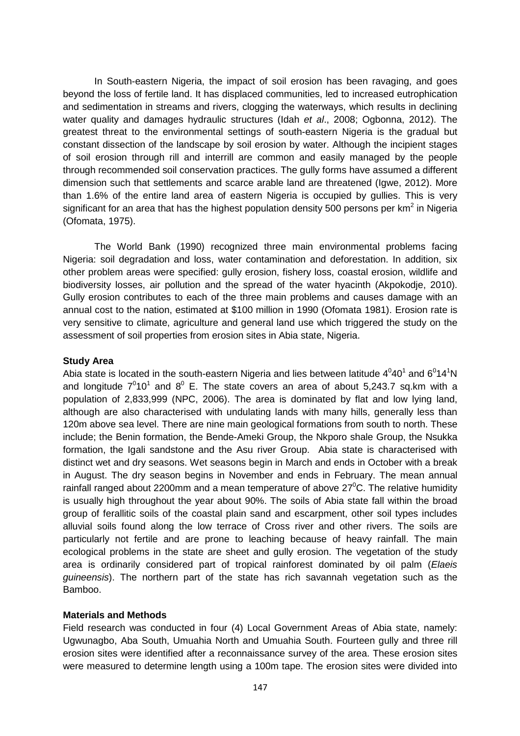In South-eastern Nigeria, the impact of soil erosion has been ravaging, and goes beyond the loss of fertile land. It has displaced communities, led to increased eutrophication and sedimentation in streams and rivers, clogging the waterways, which results in declining water quality and damages hydraulic structures (Idah *et al*., 2008; Ogbonna, 2012). The greatest threat to the environmental settings of south-eastern Nigeria is the gradual but constant dissection of the landscape by soil erosion by water. Although the incipient stages of soil erosion through rill and interrill are common and easily managed by the people through recommended soil conservation practices. The gully forms have assumed a different dimension such that settlements and scarce arable land are threatened (Igwe, 2012). More than 1.6% of the entire land area of eastern Nigeria is occupied by gullies. This is very significant for an area that has the highest population density 500 persons per $km^2$ in Nigeria (Ofomata, 1975).

The World Bank (1990) recognized three main environmental problems facing Nigeria: soil degradation and loss, water contamination and deforestation. In addition, six other problem areas were specified: gully erosion, fishery loss, coastal erosion, wildlife and biodiversity losses, air pollution and the spread of the water hyacinth (Akpokodje, 2010). Gully erosion contributes to each of the three main problems and causes damage with an annual cost to the nation, estimated at \$100 million in 1990 (Ofomata 1981). Erosion rate is very sensitive to climate, agriculture and general land use which triggered the study on the assessment of soil properties from erosion sites in Abia state, Nigeria.

**Study Area**

Abia state is located in the south-eastern Nigeria and lies between latitude $4^0 40^1$ and $6^0 14^1$N and longitude $7^0 10^1$ and $8^0$ E. The state covers an area of about 5,243.7 sq.km with a population of 2,833,999 (NPC, 2006). The area is dominated by flat and low lying land, although are also characterised with undulating lands with many hills, generally less than 120m above sea level. There are nine main geological formations from south to north. These include; the Benin formation, the Bende-Ameki Group, the Nkporo shale Group, the Nsukka formation, the Igali sandstone and the Asu river Group. Abia state is characterised with distinct wet and dry seasons. Wet seasons begin in March and ends in October with a break in August. The dry season begins in November and ends in February. The mean annual rainfall ranged about 2200mm and a mean temperature of above $27^0$C. The relative humidity is usually high throughout the year about 90%. The soils of Abia state fall within the broad group of ferallitic soils of the coastal plain sand and escarpment, other soil types includes alluvial soils found along the low terrace of Cross river and other rivers. The soils are particularly not fertile and are prone to leaching because of heavy rainfall. The main ecological problems in the state are sheet and gully erosion. The vegetation of the study area is ordinarily considered part of tropical rainforest dominated by oil palm (*Elaeis guineensis*). The northern part of the state has rich savannah vegetation such as the Bamboo.

**Materials and Methods**

Field research was conducted in four (4) Local Government Areas of Abia state, namely: Ugwunagbo, Aba South, Umuahia North and Umuahia South. Fourteen gully and three rill erosion sites were identified after a reconnaissance survey of the area. These erosion sites were measured to determine length using a 100m tape. The erosion sites were divided into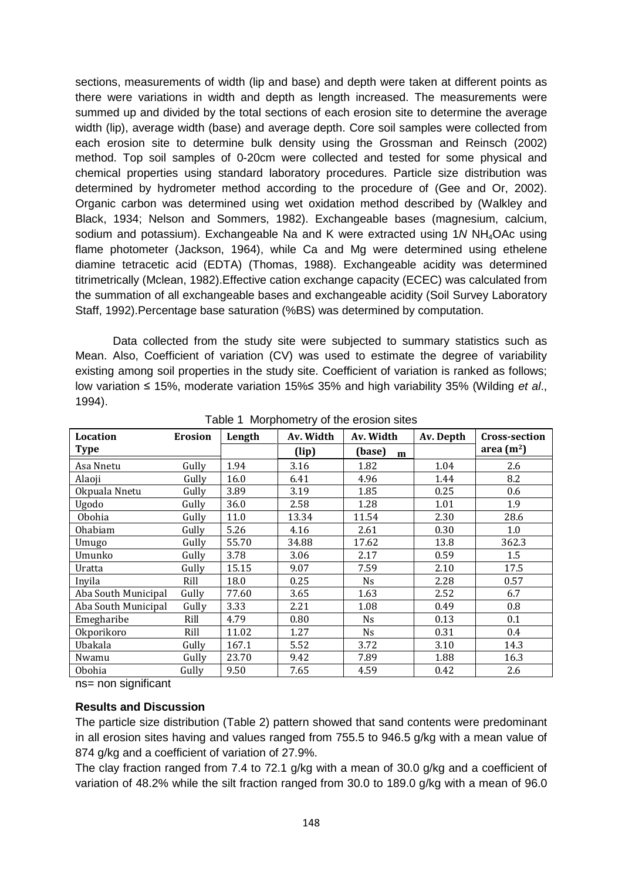sections, measurements of width (lip and base) and depth were taken at different points as there were variations in width and depth as length increased. The measurements were summed up and divided by the total sections of each erosion site to determine the average width (lip), average width (base) and average depth. Core soil samples were collected from each erosion site to determine bulk density using the Grossman and Reinsch (2002) method. Top soil samples of 0-20cm were collected and tested for some physical and chemical properties using standard laboratory procedures. Particle size distribution was determined by hydrometer method according to the procedure of (Gee and Or, 2002). Organic carbon was determined using wet oxidation method described by (Walkley and Black, 1934; Nelson and Sommers, 1982). Exchangeable bases (magnesium, calcium, sodium and potassium). Exchangeable Na and K were extracted using 1*N* $NH_4OAc$ using flame photometer (Jackson, 1964), while Ca and Mg were determined using ethelene diamine tetracetic acid (EDTA) (Thomas, 1988). Exchangeable acidity was determined titrimetrically (Mclean, 1982).Effective cation exchange capacity (ECEC) was calculated from the summation of all exchangeable bases and exchangeable acidity (Soil Survey Laboratory Staff, 1992).Percentage base saturation (%BS) was determined by computation.

Data collected from the study site were subjected to summary statistics such as Mean. Also, Coefficient of variation (CV) was used to estimate the degree of variability existing among soil properties in the study site. Coefficient of variation is ranked as follows; low variation ≤ 15%, moderate variation 15%≤ 35% and high variability 35% (Wilding *et al*., 1994).

Table 1 Morphometry of the erosion sites

| Location | Erosion Type | Length | Av. Width (lip) | Av. Width (base) m | Av. Depth | Cross-section area ($m^2$) |
|---|---|---|---|---|---|---|
| Asa Nnetu | Gully | 1.94 | 3.16 | 1.82 | 1.04 | 2.6 |
| Alaoji | Gully | 16.0 | 6.41 | 4.96 | 1.44 | 8.2 |
| Okpuala Nnetu | Gully | 3.89 | 3.19 | 1.85 | 0.25 | 0.6 |
| Ugodo | Gully | 36.0 | 2.58 | 1.28 | 1.01 | 1.9 |
| Obohia | Gully | 11.0 | 13.34 | 11.54 | 2.30 | 28.6 |
| Ohabiam | Gully | 5.26 | 4.16 | 2.61 | 0.30 | 1.0 |
| Umugo | Gully | 55.70 | 34.88 | 17.62 | 13.8 | 362.3 |
| Umunko | Gully | 3.78 | 3.06 | 2.17 | 0.59 | 1.5 |
| Uratta | Gully | 15.15 | 9.07 | 7.59 | 2.10 | 17.5 |
| Inyila | Rill | 18.0 | 0.25 | Ns | 2.28 | 0.57 |
| Aba South Municipal | Gully | 77.60 | 3.65 | 1.63 | 2.52 | 6.7 |
| Aba South Municipal | Gully | 3.33 | 2.21 | 1.08 | 0.49 | 0.8 |
| Emegharibe | Rill | 4.79 | 0.80 | Ns | 0.13 | 0.1 |
| Okporikoro | Rill | 11.02 | 1.27 | Ns | 0.31 | 0.4 |
| Ubakala | Gully | 167.1 | 5.52 | 3.72 | 3.10 | 14.3 |
| Nwamu | Gully | 23.70 | 9.42 | 7.89 | 1.88 | 16.3 |
| Obohia | Gully | 9.50 | 7.65 | 4.59 | 0.42 | 2.6 |

ns= non significant

**Results and Discussion**

The particle size distribution (Table 2) pattern showed that sand contents were predominant in all erosion sites having and values ranged from 755.5 to 946.5 g/kg with a mean value of 874 g/kg and a coefficient of variation of 27.9%.

The clay fraction ranged from 7.4 to 72.1 g/kg with a mean of 30.0 g/kg and a coefficient of variation of 48.2% while the silt fraction ranged from 30.0 to 189.0 g/kg with a mean of 96.0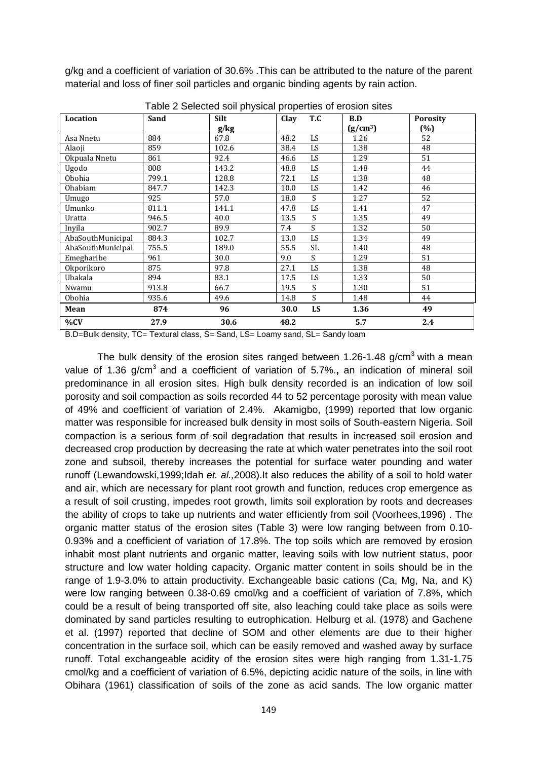g/kg and a coefficient of variation of 30.6% .This can be attributed to the nature of the parent material and loss of finer soil particles and organic binding agents by rain action.

Table 2 Selected soil physical properties of erosion sites

| Location | Sand | Silt g/kg | Clay | T.C | B.D ($g/cm^3$) | Porosity (%) |
|---|---|---|---|---|---|---|
| Asa Nnetu | 884 | 67.8 | 48.2 | LS | 1.26 | 52 |
| Alaoji | 859 | 102.6 | 38.4 | LS | 1.38 | 48 |
| Okpuala Nnetu | 861 | 92.4 | 46.6 | LS | 1.29 | 51 |
| Ugodo | 808 | 143.2 | 48.8 | LS | 1.48 | 44 |
| Obohia | 799.1 | 128.8 | 72.1 | LS | 1.38 | 48 |
| Ohabiam | 847.7 | 142.3 | 10.0 | LS | 1.42 | 46 |
| Umugo | 925 | 57.0 | 18.0 | S | 1.27 | 52 |
| Umunko | 811.1 | 141.1 | 47.8 | LS | 1.41 | 47 |
| Uratta | 946.5 | 40.0 | 13.5 | S | 1.35 | 49 |
| Inyila | 902.7 | 89.9 | 7.4 | S | 1.32 | 50 |
| AbaSouthMunicipal | 884.3 | 102.7 | 13.0 | LS | 1.34 | 49 |
| AbaSouthMunicipal | 755.5 | 189.0 | 55.5 | SL | 1.40 | 48 |
| Emegharibe | 961 | 30.0 | 9.0 | S | 1.29 | 51 |
| Okporikoro | 875 | 97.8 | 27.1 | LS | 1.38 | 48 |
| Ubakala | 894 | 83.1 | 17.5 | LS | 1.33 | 50 |
| Nwamu | 913.8 | 66.7 | 19.5 | S | 1.30 | 51 |
| Obohia | 935.6 | 49.6 | 14.8 | S | 1.48 | 44 |
| **Mean** | **874** | **96** | **30.0** | **LS** | **1.36** | **49** |
| **%CV** | **27.9** | **30.6** | **48.2** | | **5.7** | **2.4** |

B.D=Bulk density, TC= Textural class, S= Sand, LS= Loamy sand, SL= Sandy loam

The bulk density of the erosion sites ranged between 1.26-1.48 $g/cm^3$ with a mean value of 1.36 $g/cm^3$ and a coefficient of variation of 5.7%.**,** an indication of mineral soil predominance in all erosion sites. High bulk density recorded is an indication of low soil porosity and soil compaction as soils recorded 44 to 52 percentage porosity with mean value of 49% and coefficient of variation of 2.4%. Akamigbo, (1999) reported that low organic matter was responsible for increased bulk density in most soils of South-eastern Nigeria. Soil compaction is a serious form of soil degradation that results in increased soil erosion and decreased crop production by decreasing the rate at which water penetrates into the soil root zone and subsoil, thereby increases the potential for surface water pounding and water runoff (Lewandowski,1999;Idah *et. al.,*2008).It also reduces the ability of a soil to hold water and air, which are necessary for plant root growth and function, reduces crop emergence as a result of soil crusting, impedes root growth, limits soil exploration by roots and decreases the ability of crops to take up nutrients and water efficiently from soil (Voorhees,1996) . The organic matter status of the erosion sites (Table 3) were low ranging between from 0.10-0.93% and a coefficient of variation of 17.8%. The top soils which are removed by erosion inhabit most plant nutrients and organic matter, leaving soils with low nutrient status, poor structure and low water holding capacity. Organic matter content in soils should be in the range of 1.9-3.0% to attain productivity. Exchangeable basic cations (Ca, Mg, Na, and K) were low ranging between 0.38-0.69 cmol/kg and a coefficient of variation of 7.8%, which could be a result of being transported off site, also leaching could take place as soils were dominated by sand particles resulting to eutrophication. Helburg et al. (1978) and Gachene et al. (1997) reported that decline of SOM and other elements are due to their higher concentration in the surface soil, which can be easily removed and washed away by surface runoff. Total exchangeable acidity of the erosion sites were high ranging from 1.31-1.75 cmol/kg and a coefficient of variation of 6.5%, depicting acidic nature of the soils, in line with Obihara (1961) classification of soils of the zone as acid sands. The low organic matter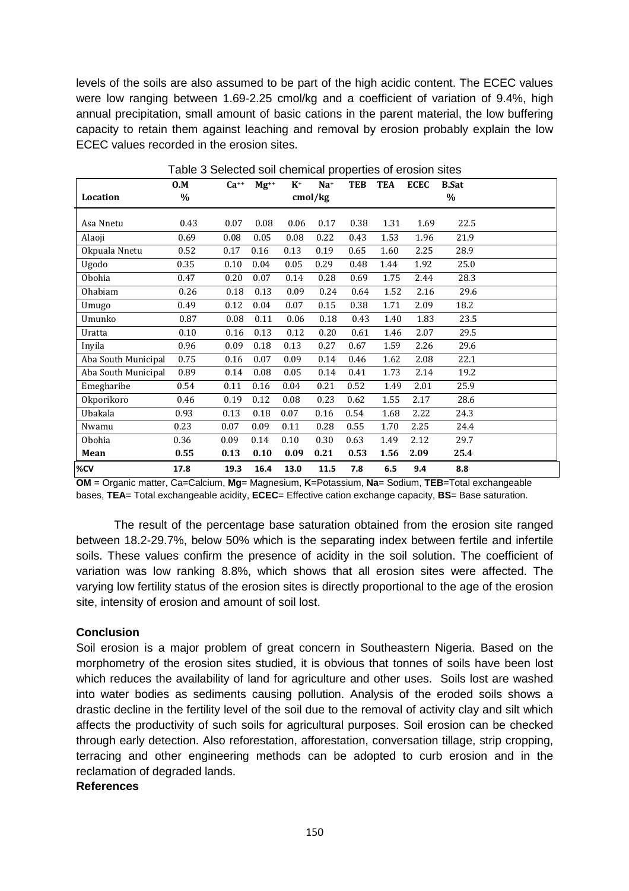levels of the soils are also assumed to be part of the high acidic content. The ECEC values were low ranging between 1.69-2.25 cmol/kg and a coefficient of variation of 9.4%, high annual precipitation, small amount of basic cations in the parent material, the low buffering capacity to retain them against leaching and removal by erosion probably explain the low ECEC values recorded in the erosion sites.

Table 3 Selected soil chemical properties of erosion sites

| Location | O.M % | $Ca^{++}$ | $Mg^{++}$ | $K^{+}$ cmol/kg | $Na^{+}$ | TEB | TEA | ECEC | B.Sat % |
|---|---|---|---|---|---|---|---|---|---|
| Asa Nnetu | 0.43 | 0.07 | 0.08 | 0.06 | 0.17 | 0.38 | 1.31 | 1.69 | 22.5 |
| Alaoji | 0.69 | 0.08 | 0.05 | 0.08 | 0.22 | 0.43 | 1.53 | 1.96 | 21.9 |
| Okpuala Nnetu | 0.52 | 0.17 | 0.16 | 0.13 | 0.19 | 0.65 | 1.60 | 2.25 | 28.9 |
| Ugodo | 0.35 | 0.10 | 0.04 | 0.05 | 0.29 | 0.48 | 1.44 | 1.92 | 25.0 |
| Obohia | 0.47 | 0.20 | 0.07 | 0.14 | 0.28 | 0.69 | 1.75 | 2.44 | 28.3 |
| Ohabiam | 0.26 | 0.18 | 0.13 | 0.09 | 0.24 | 0.64 | 1.52 | 2.16 | 29.6 |
| Umugo | 0.49 | 0.12 | 0.04 | 0.07 | 0.15 | 0.38 | 1.71 | 2.09 | 18.2 |
| Umunko | 0.87 | 0.08 | 0.11 | 0.06 | 0.18 | 0.43 | 1.40 | 1.83 | 23.5 |
| Uratta | 0.10 | 0.16 | 0.13 | 0.12 | 0.20 | 0.61 | 1.46 | 2.07 | 29.5 |
| Inyila | 0.96 | 0.09 | 0.18 | 0.13 | 0.27 | 0.67 | 1.59 | 2.26 | 29.6 |
| Aba South Municipal | 0.75 | 0.16 | 0.07 | 0.09 | 0.14 | 0.46 | 1.62 | 2.08 | 22.1 |
| Aba South Municipal | 0.89 | 0.14 | 0.08 | 0.05 | 0.14 | 0.41 | 1.73 | 2.14 | 19.2 |
| Emegharibe | 0.54 | 0.11 | 0.16 | 0.04 | 0.21 | 0.52 | 1.49 | 2.01 | 25.9 |
| Okporikoro | 0.46 | 0.19 | 0.12 | 0.08 | 0.23 | 0.62 | 1.55 | 2.17 | 28.6 |
| Ubakala | 0.93 | 0.13 | 0.18 | 0.07 | 0.16 | 0.54 | 1.68 | 2.22 | 24.3 |
| Nwamu | 0.23 | 0.07 | 0.09 | 0.11 | 0.28 | 0.55 | 1.70 | 2.25 | 24.4 |
| Obohia | 0.36 | 0.09 | 0.14 | 0.10 | 0.30 | 0.63 | 1.49 | 2.12 | 29.7 |
| **Mean** | **0.55** | **0.13** | **0.10** | **0.09** | **0.21** | **0.53** | **1.56** | **2.09** | **25.4** |
| **%CV** | **17.8** | **19.3** | **16.4** | **13.0** | **11.5** | **7.8** | **6.5** | **9.4** | **8.8** |

**OM** = Organic matter, Ca=Calcium, **Mg**= Magnesium, **K**=Potassium, **Na**= Sodium, **TEB**=Total exchangeable bases, **TEA**= Total exchangeable acidity, **ECEC**= Effective cation exchange capacity, **BS**= Base saturation.

The result of the percentage base saturation obtained from the erosion site ranged between 18.2-29.7%, below 50% which is the separating index between fertile and infertile soils. These values confirm the presence of acidity in the soil solution. The coefficient of variation was low ranking 8.8%, which shows that all erosion sites were affected. The varying low fertility status of the erosion sites is directly proportional to the age of the erosion site, intensity of erosion and amount of soil lost.

### Conclusion

Soil erosion is a major problem of great concern in Southeastern Nigeria. Based on the morphometry of the erosion sites studied, it is obvious that tonnes of soils have been lost which reduces the availability of land for agriculture and other uses. Soils lost are washed into water bodies as sediments causing pollution. Analysis of the eroded soils shows a drastic decline in the fertility level of the soil due to the removal of activity clay and silt which affects the productivity of such soils for agricultural purposes. Soil erosion can be checked through early detection. Also reforestation, afforestation, conversation tillage, strip cropping, terracing and other engineering methods can be adopted to curb erosion and in the reclamation of degraded lands.

### References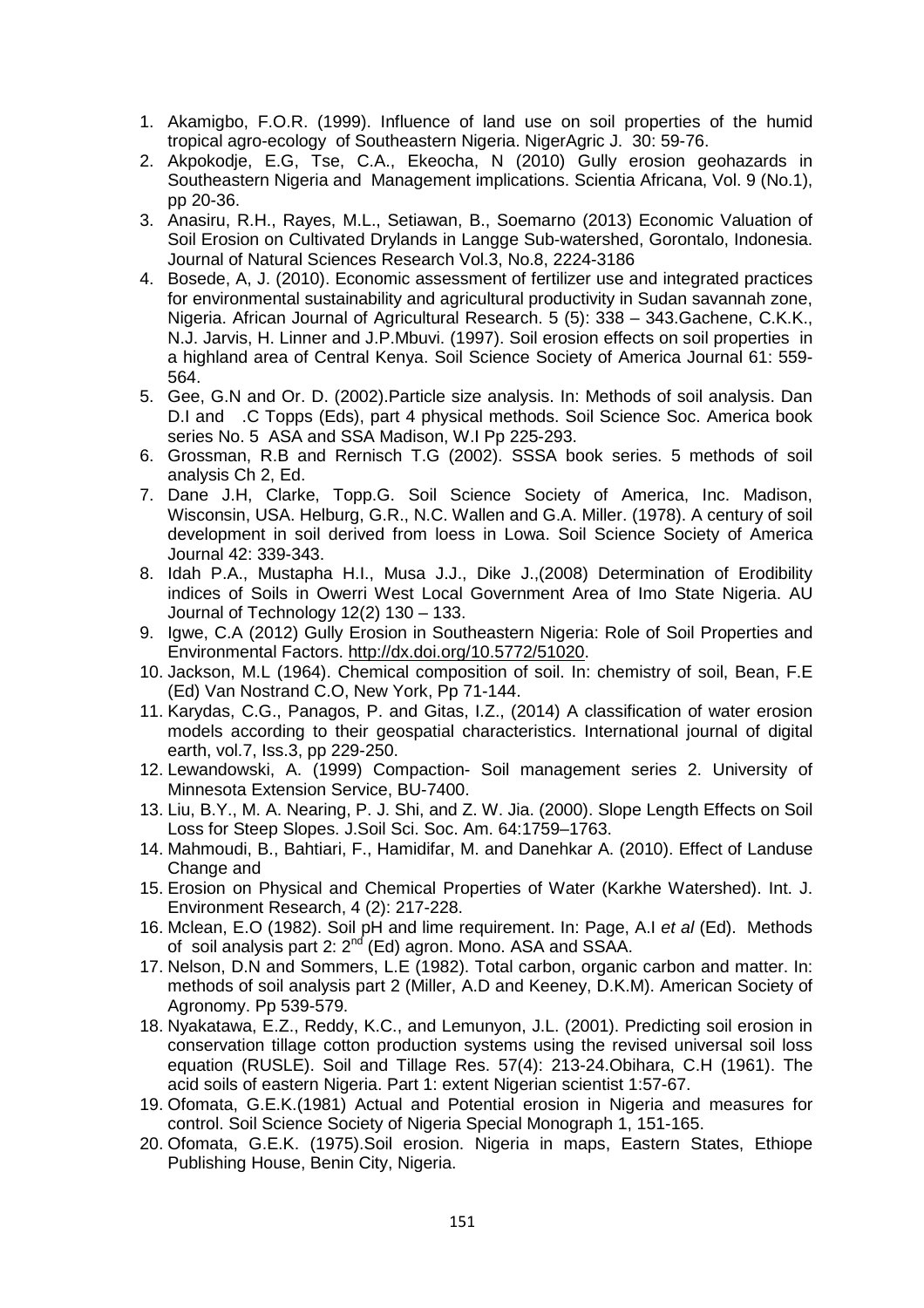1. Akamigbo, F.O.R. (1999). Influence of land use on soil properties of the humid tropical agro-ecology of Southeastern Nigeria. NigerAgric J. 30: 59-76.
2. Akpokodje, E.G, Tse, C.A., Ekeocha, N (2010) Gully erosion geohazards in Southeastern Nigeria and Management implications. Scientia Africana, Vol. 9 (No.1), pp 20-36.
3. Anasiru, R.H., Rayes, M.L., Setiawan, B., Soemarno (2013) Economic Valuation of Soil Erosion on Cultivated Drylands in Langge Sub-watershed, Gorontalo, Indonesia. Journal of Natural Sciences Research Vol.3, No.8, 2224-3186
4. Bosede, A, J. (2010). Economic assessment of fertilizer use and integrated practices for environmental sustainability and agricultural productivity in Sudan savannah zone, Nigeria. African Journal of Agricultural Research. 5 (5): 338 – 343.Gachene, C.K.K., N.J. Jarvis, H. Linner and J.P.Mbuvi. (1997). Soil erosion effects on soil properties in a highland area of Central Kenya. Soil Science Society of America Journal 61: 559-564.
5. Gee, G.N and Or. D. (2002).Particle size analysis. In: Methods of soil analysis. Dan D.I and .C Topps (Eds), part 4 physical methods. Soil Science Soc. America book series No. 5 ASA and SSA Madison, W.I Pp 225-293.
6. Grossman, R.B and Rernisch T.G (2002). SSSA book series. 5 methods of soil analysis Ch 2, Ed.
7. Dane J.H, Clarke, Topp.G. Soil Science Society of America, Inc. Madison, Wisconsin, USA. Helburg, G.R., N.C. Wallen and G.A. Miller. (1978). A century of soil development in soil derived from loess in Lowa. Soil Science Society of America Journal 42: 339-343.
8. Idah P.A., Mustapha H.I., Musa J.J., Dike J.,(2008) Determination of Erodibility indices of Soils in Owerri West Local Government Area of Imo State Nigeria. AU Journal of Technology 12(2) 130 – 133.
9. Igwe, C.A (2012) Gully Erosion in Southeastern Nigeria: Role of Soil Properties and Environmental Factors. http://dx.doi.org/10.5772/51020.
10. Jackson, M.L (1964). Chemical composition of soil. In: chemistry of soil, Bean, F.E (Ed) Van Nostrand C.O, New York, Pp 71-144.
11. Karydas, C.G., Panagos, P. and Gitas, I.Z., (2014) A classification of water erosion models according to their geospatial characteristics. International journal of digital earth, vol.7, Iss.3, pp 229-250.
12. Lewandowski, A. (1999) Compaction- Soil management series 2. University of Minnesota Extension Service, BU-7400.
13. Liu, B.Y., M. A. Nearing, P. J. Shi, and Z. W. Jia. (2000). Slope Length Effects on Soil Loss for Steep Slopes. J.Soil Sci. Soc. Am. 64:1759–1763.
14. Mahmoudi, B., Bahtiari, F., Hamidifar, M. and Danehkar A. (2010). Effect of Landuse Change and
15. Erosion on Physical and Chemical Properties of Water (Karkhe Watershed). Int. J. Environment Research, 4 (2): 217-228.
16. Mclean, E.O (1982). Soil pH and lime requirement. In: Page, A.I *et al* (Ed). Methods of soil analysis part 2: 2nd (Ed) agron. Mono. ASA and SSAA.
17. Nelson, D.N and Sommers, L.E (1982). Total carbon, organic carbon and matter. In: methods of soil analysis part 2 (Miller, A.D and Keeney, D.K.M). American Society of Agronomy. Pp 539-579.
18. Nyakatawa, E.Z., Reddy, K.C., and Lemunyon, J.L. (2001). Predicting soil erosion in conservation tillage cotton production systems using the revised universal soil loss equation (RUSLE). Soil and Tillage Res. 57(4): 213-24.Obihara, C.H (1961). The acid soils of eastern Nigeria. Part 1: extent Nigerian scientist 1:57-67.
19. Ofomata, G.E.K.(1981) Actual and Potential erosion in Nigeria and measures for control. Soil Science Society of Nigeria Special Monograph 1, 151-165.
20. Ofomata, G.E.K. (1975).Soil erosion. Nigeria in maps, Eastern States, Ethiope Publishing House, Benin City, Nigeria.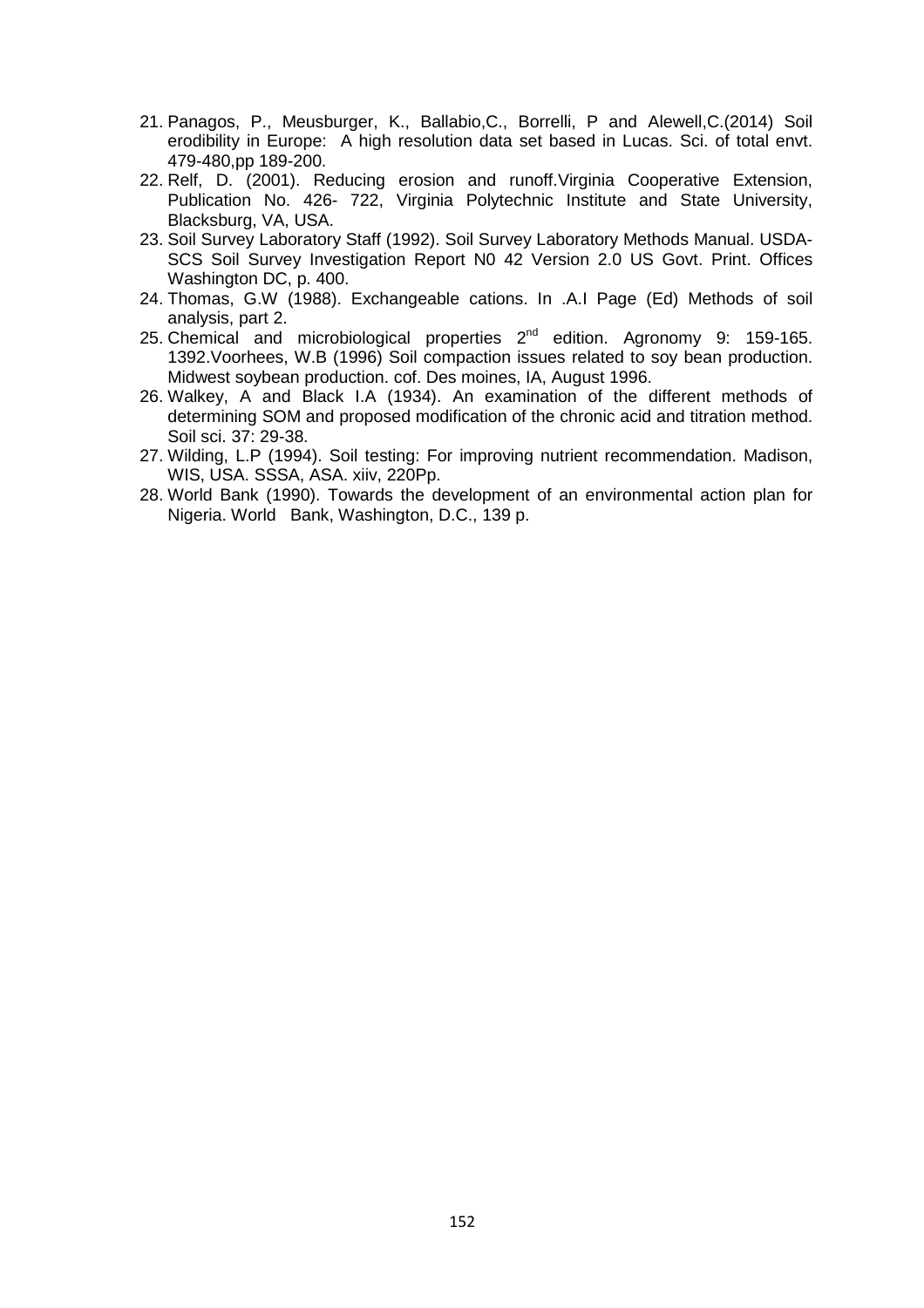21. Panagos, P., Meusburger, K., Ballabio,C., Borrelli, P and Alewell,C.(2014) Soil erodibility in Europe: A high resolution data set based in Lucas. Sci. of total envt. 479-480,pp 189-200.
22. Relf, D. (2001). Reducing erosion and runoff.Virginia Cooperative Extension, Publication No. 426- 722, Virginia Polytechnic Institute and State University, Blacksburg, VA, USA.
23. Soil Survey Laboratory Staff (1992). Soil Survey Laboratory Methods Manual. USDA-SCS Soil Survey Investigation Report N0 42 Version 2.0 US Govt. Print. Offices Washington DC, p. 400.
24. Thomas, G.W (1988). Exchangeable cations. In .A.I Page (Ed) Methods of soil analysis, part 2.
25. Chemical and microbiological properties 2nd edition. Agronomy 9: 159-165. 1392.Voorhees, W.B (1996) Soil compaction issues related to soy bean production. Midwest soybean production. cof. Des moines, IA, August 1996.
26. Walkey, A and Black I.A (1934). An examination of the different methods of determining SOM and proposed modification of the chronic acid and titration method. Soil sci. 37: 29-38.
27. Wilding, L.P (1994). Soil testing: For improving nutrient recommendation. Madison, WIS, USA. SSSA, ASA. xiiv, 220Pp.
28. World Bank (1990). Towards the development of an environmental action plan for Nigeria. World Bank, Washington, D.C., 139 p.